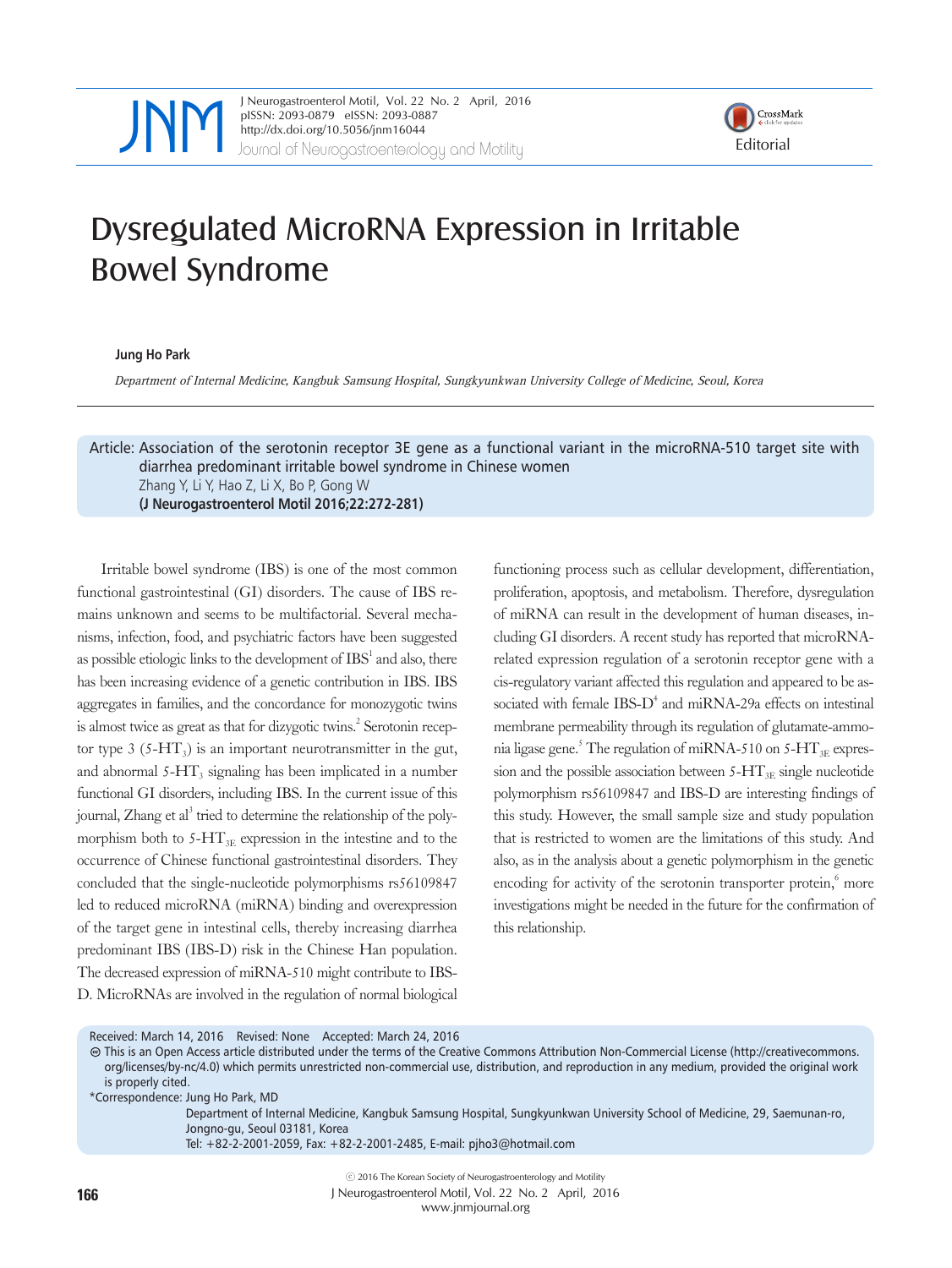Editorial

# Dysregulated MicroRNA Expression in Irritable Bowel Syndrome

**Jung Ho Park**

*Department of Internal Medicine, Kangbuk Samsung Hospital, Sungkyunkwan University College of Medicine, Seoul, Korea*

Article: Association of the serotonin receptor 3E gene as a functional variant in the microRNA-510 target site with diarrhea predominant irritable bowel syndrome in Chinese women
Zhang Y, Li Y, Hao Z, Li X, Bo P, Gong W
**(J Neurogastroenterol Motil 2016;22:272-281)**

Irritable bowel syndrome (IBS) is one of the most common functional gastrointestinal (GI) disorders. The cause of IBS remains unknown and seems to be multifactorial. Several mechanisms, infection, food, and psychiatric factors have been suggested as possible etiologic links to the development of IBS[1] and also, there has been increasing evidence of a genetic contribution in IBS. IBS aggregates in families, and the concordance for monozygotic twins is almost twice as great as that for dizygotic twins.[2] Serotonin receptor type 3 (5-$HT_3$) is an important neurotransmitter in the gut, and abnormal 5-$HT_3$ signaling has been implicated in a number functional GI disorders, including IBS. In the current issue of this journal, Zhang et al[3] tried to determine the relationship of the polymorphism both to 5-$HT_{3E}$ expression in the intestine and to the occurrence of Chinese functional gastrointestinal disorders. They concluded that the single-nucleotide polymorphisms rs56109847 led to reduced microRNA (miRNA) binding and overexpression of the target gene in intestinal cells, thereby increasing diarrhea predominant IBS (IBS-D) risk in the Chinese Han population. The decreased expression of miRNA-510 might contribute to IBS-D. MicroRNAs are involved in the regulation of normal biological functioning process such as cellular development, differentiation, proliferation, apoptosis, and metabolism. Therefore, dysregulation of miRNA can result in the development of human diseases, including GI disorders. A recent study has reported that microRNA-related expression regulation of a serotonin receptor gene with a cis-regulatory variant affected this regulation and appeared to be associated with female IBS-D[4] and miRNA-29a effects on intestinal membrane permeability through its regulation of glutamate-ammonia ligase gene.[5] The regulation of miRNA-510 on 5-$HT_{3E}$ expression and the possible association between 5-$HT_{3E}$ single nucleotide polymorphism rs56109847 and IBS-D are interesting findings of this study. However, the small sample size and study population that is restricted to women are the limitations of this study. And also, as in the analysis about a genetic polymorphism in the genetic encoding for activity of the serotonin transporter protein,[6] more investigations might be needed in the future for the confirmation of this relationship.

Received: March 14, 2016 Revised: None Accepted: March 24, 2016

This is an Open Access article distributed under the terms of the Creative Commons Attribution Non-Commercial License (http://creativecommons.org/licenses/by-nc/4.0) which permits unrestricted non-commercial use, distribution, and reproduction in any medium, provided the original work is properly cited.

*Correspondence: Jung Ho Park, MD
Department of Internal Medicine, Kangbuk Samsung Hospital, Sungkyunkwan University School of Medicine, 29, Saemunan-ro, Jongno-gu, Seoul 03181, Korea
Tel: +82-2-2001-2059, Fax: +82-2-2001-2485, E-mail: pjho3@hotmail.com

ⓒ 2016 The Korean Society of Neurogastroenterology and Motility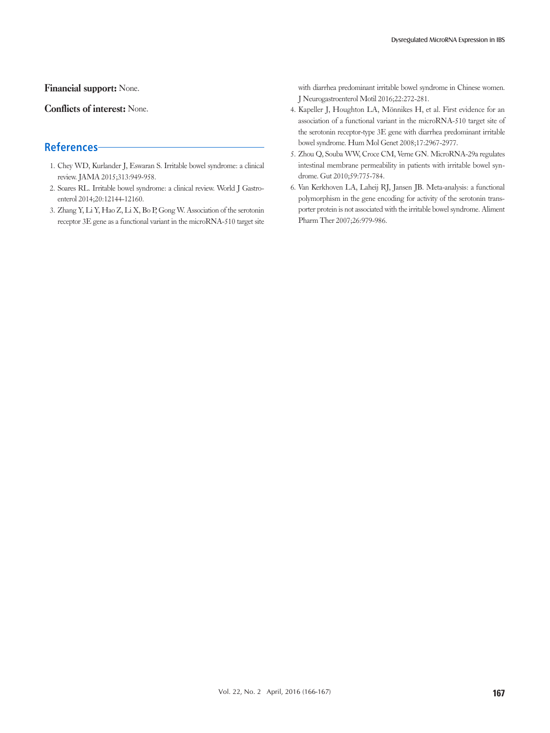**Financial support:** None.

**Conflicts of interest:** None.

## References

1. Chey WD, Kurlander J, Eswaran S. Irritable bowel syndrome: a clinical review. JAMA 2015;313:949-958.
2. Soares RL. Irritable bowel syndrome: a clinical review. World J Gastroenterol 2014;20:12144-12160.
3. Zhang Y, Li Y, Hao Z, Li X, Bo P, Gong W. Association of the serotonin receptor 3E gene as a functional variant in the microRNA-510 target site with diarrhea predominant irritable bowel syndrome in Chinese women. J Neurogastroenterol Motil 2016;22:272-281.
4. Kapeller J, Houghton LA, Mönnikes H, et al. First evidence for an association of a functional variant in the microRNA-510 target site of the serotonin receptor-type 3E gene with diarrhea predominant irritable bowel syndrome. Hum Mol Genet 2008;17:2967-2977.
5. Zhou Q, Souba WW, Croce CM, Verne GN. MicroRNA-29a regulates intestinal membrane permeability in patients with irritable bowel syndrome. Gut 2010;59:775-784.
6. Van Kerkhoven LA, Laheij RJ, Jansen JB. Meta-analysis: a functional polymorphism in the gene encoding for activity of the serotonin transporter protein is not associated with the irritable bowel syndrome. Aliment Pharm Ther 2007;26:979-986.